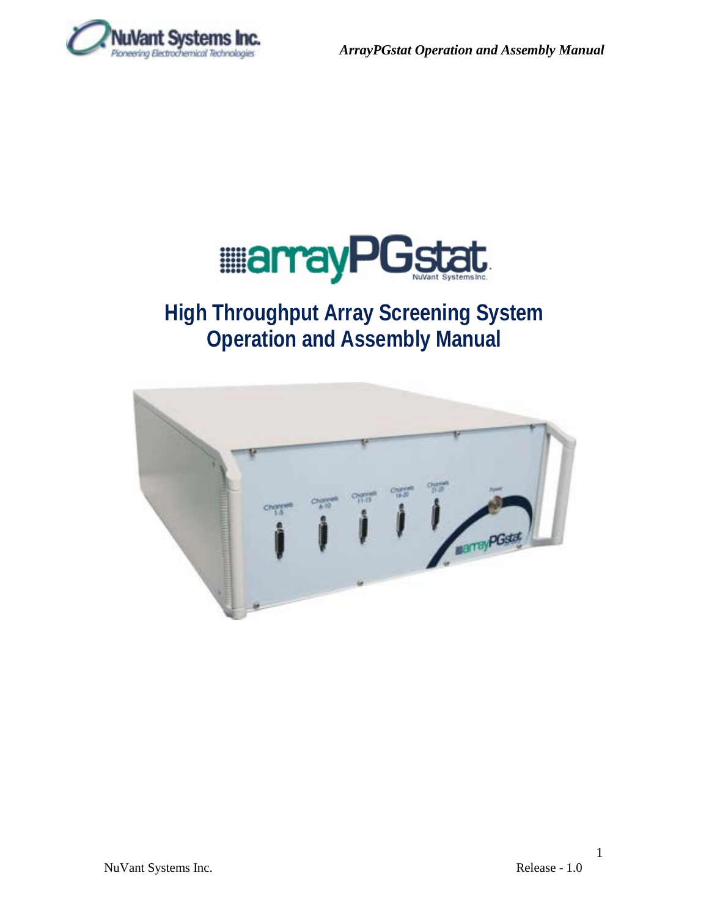# High Throughput Array Screening System
# Operation and Assembly Manual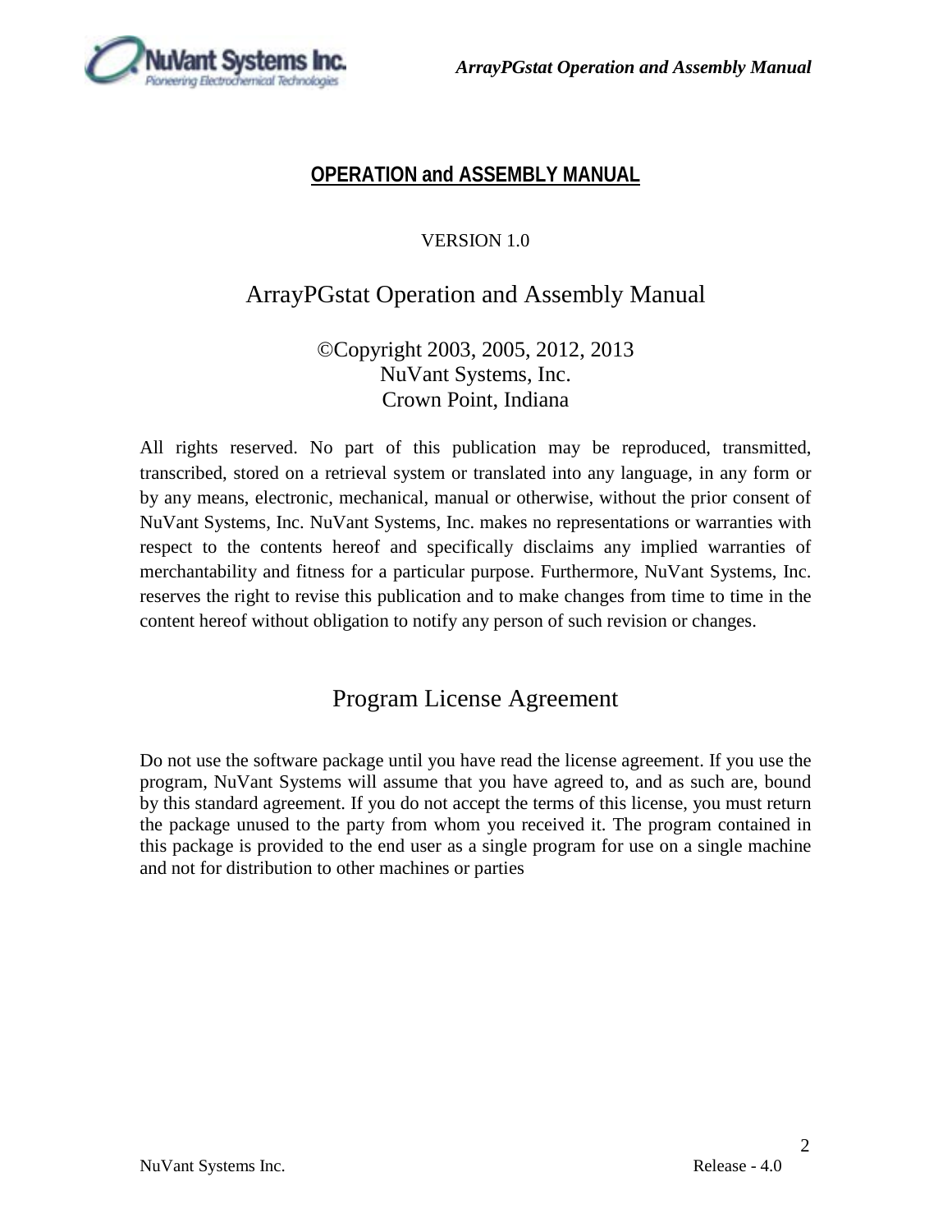# OPERATION and ASSEMBLY MANUAL

VERSION 1.0

## ArrayPGstat Operation and Assembly Manual

©Copyright 2003, 2005, 2012, 2013
NuVant Systems, Inc.
Crown Point, Indiana

All rights reserved. No part of this publication may be reproduced, transmitted, transcribed, stored on a retrieval system or translated into any language, in any form or by any means, electronic, mechanical, manual or otherwise, without the prior consent of NuVant Systems, Inc. NuVant Systems, Inc. makes no representations or warranties with respect to the contents hereof and specifically disclaims any implied warranties of merchantability and fitness for a particular purpose. Furthermore, NuVant Systems, Inc. reserves the right to revise this publication and to make changes from time to time in the content hereof without obligation to notify any person of such revision or changes.

## Program License Agreement

Do not use the software package until you have read the license agreement. If you use the program, NuVant Systems will assume that you have agreed to, and as such are, bound by this standard agreement. If you do not accept the terms of this license, you must return the package unused to the party from whom you received it. The program contained in this package is provided to the end user as a single program for use on a single machine and not for distribution to other machines or parties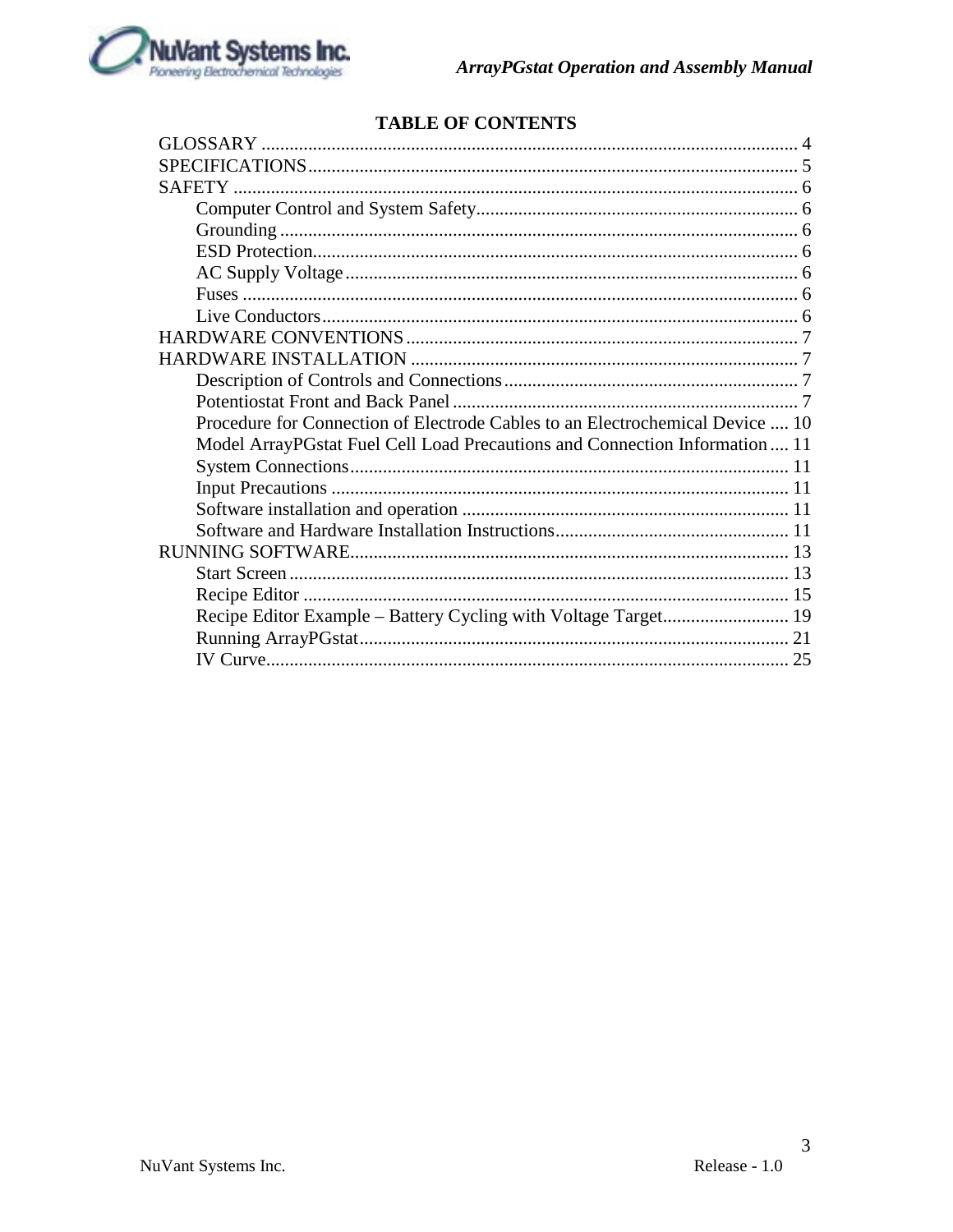## TABLE OF CONTENTS

- GLOSSARY .......... 4
- SPECIFICATIONS .......... 5
- SAFETY .......... 6
  - Computer Control and System Safety .......... 6
  - Grounding .......... 6
  - ESD Protection .......... 6
  - AC Supply Voltage .......... 6
  - Fuses .......... 6
  - Live Conductors .......... 6
- HARDWARE CONVENTIONS .......... 7
- HARDWARE INSTALLATION .......... 7
  - Description of Controls and Connections .......... 7
  - Potentiostat Front and Back Panel .......... 7
  - Procedure for Connection of Electrode Cables to an Electrochemical Device .......... 10
  - Model ArrayPGstat Fuel Cell Load Precautions and Connection Information .......... 11
  - System Connections .......... 11
  - Input Precautions .......... 11
  - Software installation and operation .......... 11
  - Software and Hardware Installation Instructions .......... 11
- RUNNING SOFTWARE .......... 13
  - Start Screen .......... 13
  - Recipe Editor .......... 15
  - Recipe Editor Example – Battery Cycling with Voltage Target .......... 19
  - Running ArrayPGstat .......... 21
  - IV Curve .......... 25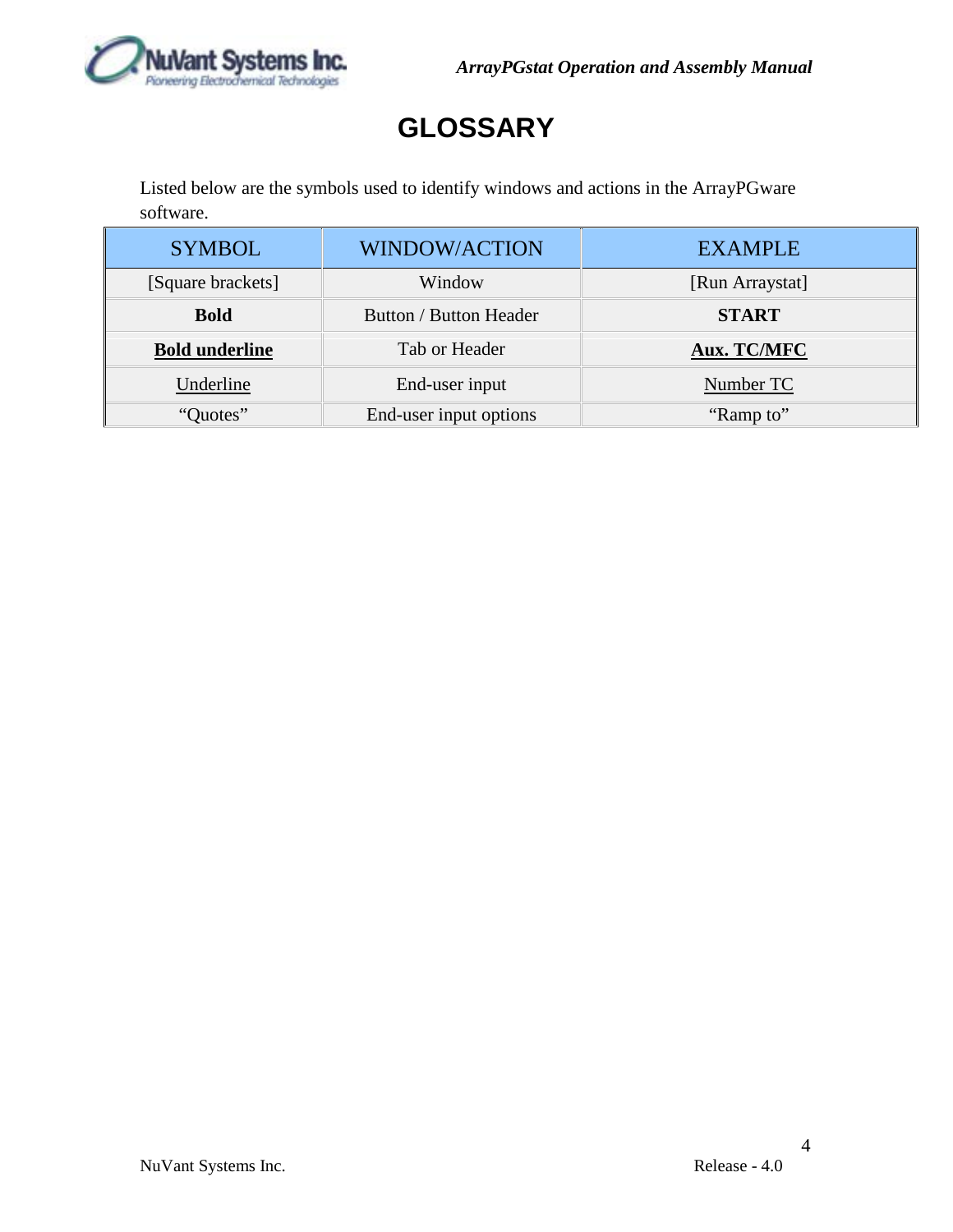# GLOSSARY

Listed below are the symbols used to identify windows and actions in the ArrayPGware software.

| SYMBOL | WINDOW/ACTION | EXAMPLE |
|---|---|---|
| [Square brackets] | Window | [Run Arraystat] |
| **Bold** | Button / Button Header | **START** |
| <u>**Bold underline**</u> | Tab or Header | <u>**Aux. TC/MFC**</u> |
| <u>Underline</u> | End-user input | <u>Number TC</u> |
| "Quotes" | End-user input options | "Ramp to" |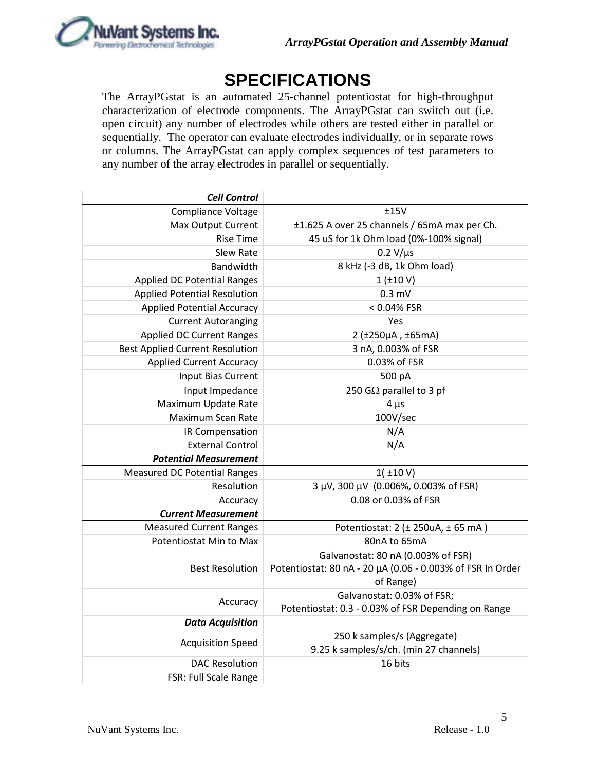# SPECIFICATIONS

The ArrayPGstat is an automated 25-channel potentiostat for high-throughput characterization of electrode components. The ArrayPGstat can switch out (i.e. open circuit) any number of electrodes while others are tested either in parallel or sequentially. The operator can evaluate electrodes individually, or in separate rows or columns. The ArrayPGstat can apply complex sequences of test parameters to any number of the array electrodes in parallel or sequentially.

| ***Cell Control*** | |
|---:|:---:|
| Compliance Voltage | ±15V |
| Max Output Current | ±1.625 A over 25 channels / 65mA max per Ch. |
| Rise Time | 45 uS for 1k Ohm load (0%-100% signal) |
| Slew Rate | 0.2 V/µs |
| Bandwidth | 8 kHz (-3 dB, 1k Ohm load) |
| Applied DC Potential Ranges | 1 (±10 V) |
| Applied Potential Resolution | 0.3 mV |
| Applied Potential Accuracy | < 0.04% FSR |
| Current Autoranging | Yes |
| Applied DC Current Ranges | 2 (±250µA , ±65mA) |
| Best Applied Current Resolution | 3 nA, 0.003% of FSR |
| Applied Current Accuracy | 0.03% of FSR |
| Input Bias Current | 500 pA |
| Input Impedance | 250 GΩ parallel to 3 pf |
| Maximum Update Rate | 4 µs |
| Maximum Scan Rate | 100V/sec |
| IR Compensation | N/A |
| External Control | N/A |
| ***Potential Measurement*** | |
| Measured DC Potential Ranges | 1( ±10 V) |
| Resolution | 3 µV, 300 µV (0.006%, 0.003% of FSR) |
| Accuracy | 0.08 or 0.03% of FSR |
| ***Current Measurement*** | |
| Measured Current Ranges | Potentiostat: 2 (± 250uA, ± 65 mA ) |
| Potentiostat Min to Max | 80nA to 65mA |
| Best Resolution | Galvanostat: 80 nA (0.003% of FSR)<br>Potentiostat: 80 nA - 20 µA (0.06 - 0.003% of FSR In Order of Range) |
| Accuracy | Galvanostat: 0.03% of FSR;<br>Potentiostat: 0.3 - 0.03% of FSR Depending on Range |
| ***Data Acquisition*** | |
| Acquisition Speed | 250 k samples/s (Aggregate)<br>9.25 k samples/s/ch. (min 27 channels) |
| DAC Resolution | 16 bits |
| FSR: Full Scale Range | |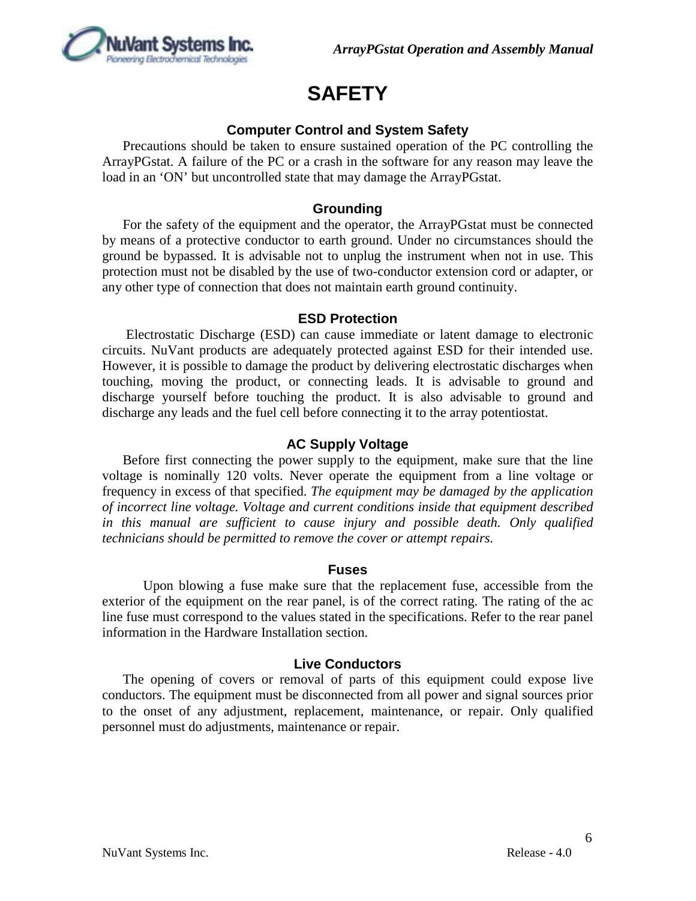# SAFETY

## Computer Control and System Safety

Precautions should be taken to ensure sustained operation of the PC controlling the ArrayPGstat. A failure of the PC or a crash in the software for any reason may leave the load in an 'ON' but uncontrolled state that may damage the ArrayPGstat.

## Grounding

For the safety of the equipment and the operator, the ArrayPGstat must be connected by means of a protective conductor to earth ground. Under no circumstances should the ground be bypassed. It is advisable not to unplug the instrument when not in use. This protection must not be disabled by the use of two-conductor extension cord or adapter, or any other type of connection that does not maintain earth ground continuity.

## ESD Protection

Electrostatic Discharge (ESD) can cause immediate or latent damage to electronic circuits. NuVant products are adequately protected against ESD for their intended use. However, it is possible to damage the product by delivering electrostatic discharges when touching, moving the product, or connecting leads. It is advisable to ground and discharge yourself before touching the product. It is also advisable to ground and discharge any leads and the fuel cell before connecting it to the array potentiostat.

## AC Supply Voltage

Before first connecting the power supply to the equipment, make sure that the line voltage is nominally 120 volts. Never operate the equipment from a line voltage or frequency in excess of that specified. *The equipment may be damaged by the application of incorrect line voltage. Voltage and current conditions inside that equipment described in this manual are sufficient to cause injury and possible death. Only qualified technicians should be permitted to remove the cover or attempt repairs.*

## Fuses

Upon blowing a fuse make sure that the replacement fuse, accessible from the exterior of the equipment on the rear panel, is of the correct rating. The rating of the ac line fuse must correspond to the values stated in the specifications. Refer to the rear panel information in the Hardware Installation section.

## Live Conductors

The opening of covers or removal of parts of this equipment could expose live conductors. The equipment must be disconnected from all power and signal sources prior to the onset of any adjustment, replacement, maintenance, or repair. Only qualified personnel must do adjustments, maintenance or repair.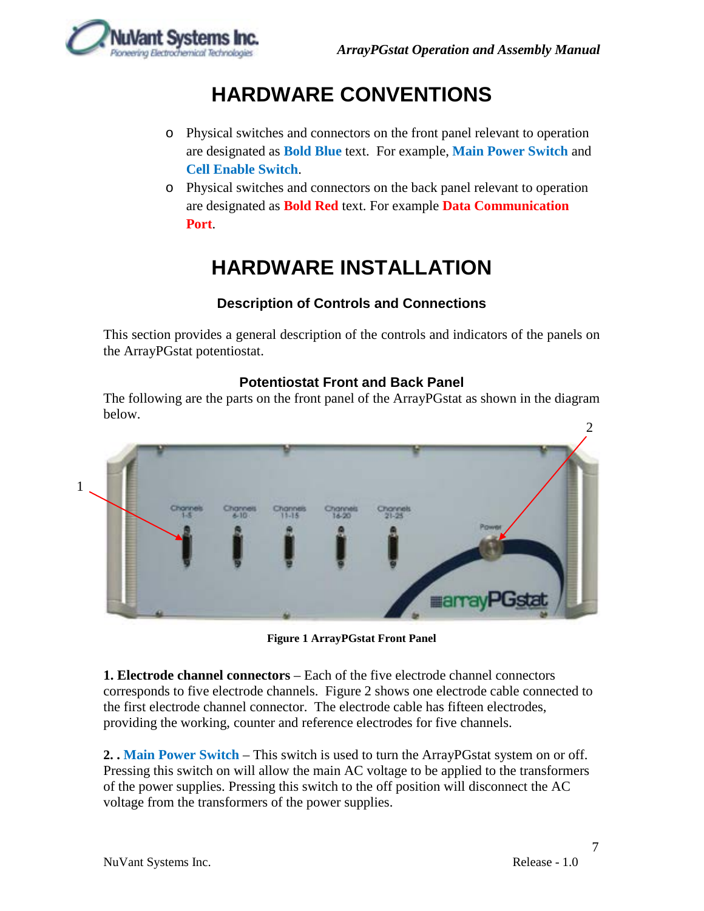# HARDWARE CONVENTIONS

- Physical switches and connectors on the front panel relevant to operation are designated as **Bold Blue** text. For example, **Main Power Switch** and **Cell Enable Switch**.
- Physical switches and connectors on the back panel relevant to operation are designated as **Bold Red** text. For example **Data Communication Port**.

# HARDWARE INSTALLATION

### Description of Controls and Connections

This section provides a general description of the controls and indicators of the panels on the ArrayPGstat potentiostat.

### Potentiostat Front and Back Panel

The following are the parts on the front panel of the ArrayPGstat as shown in the diagram below.

**Figure 1 ArrayPGstat Front Panel**

**1. Electrode channel connectors** – Each of the five electrode channel connectors corresponds to five electrode channels. Figure 2 shows one electrode cable connected to the first electrode channel connector. The electrode cable has fifteen electrodes, providing the working, counter and reference electrodes for five channels.

**2. . Main Power Switch** – This switch is used to turn the ArrayPGstat system on or off. Pressing this switch on will allow the main AC voltage to be applied to the transformers of the power supplies. Pressing this switch to the off position will disconnect the AC voltage from the transformers of the power supplies.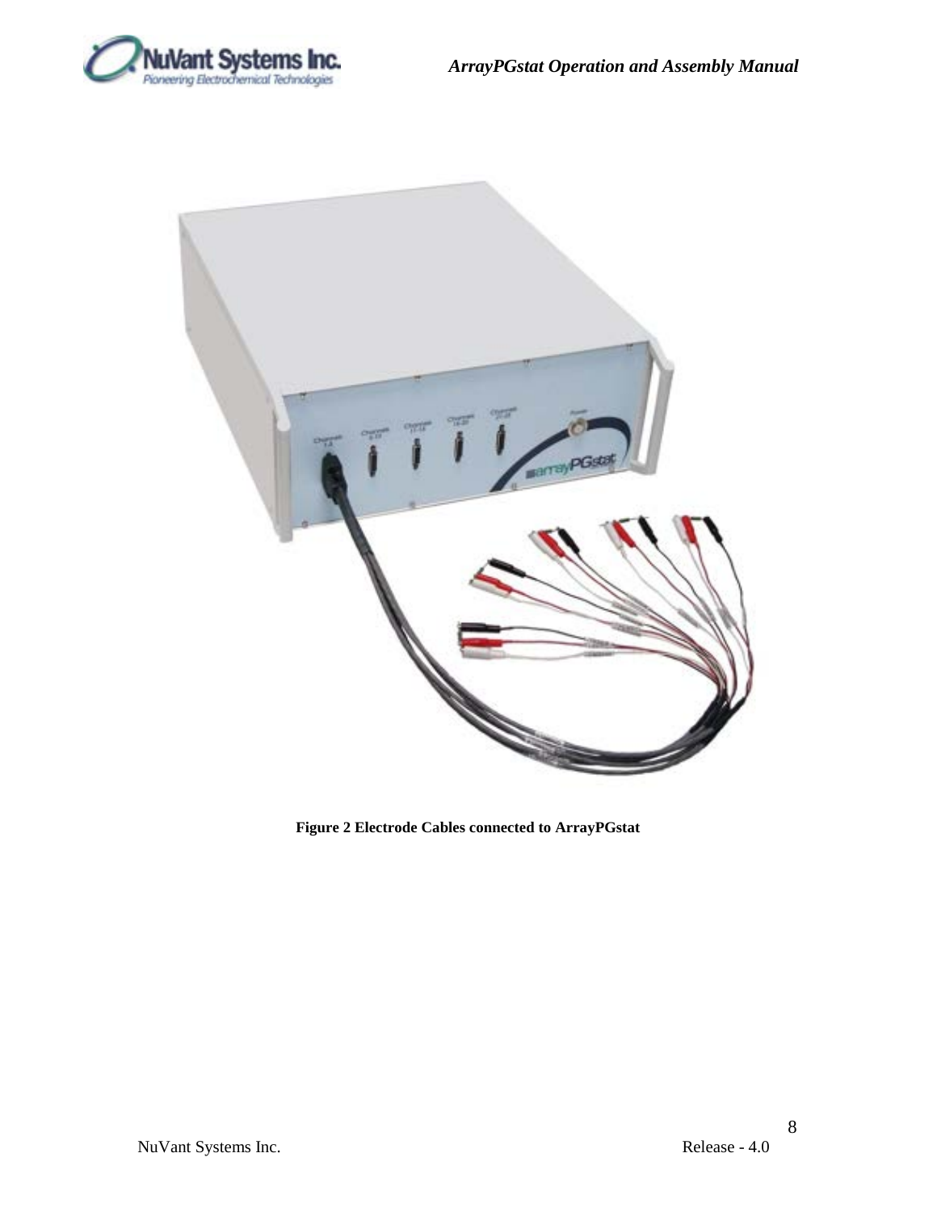**Figure 2 Electrode Cables connected to ArrayPGstat**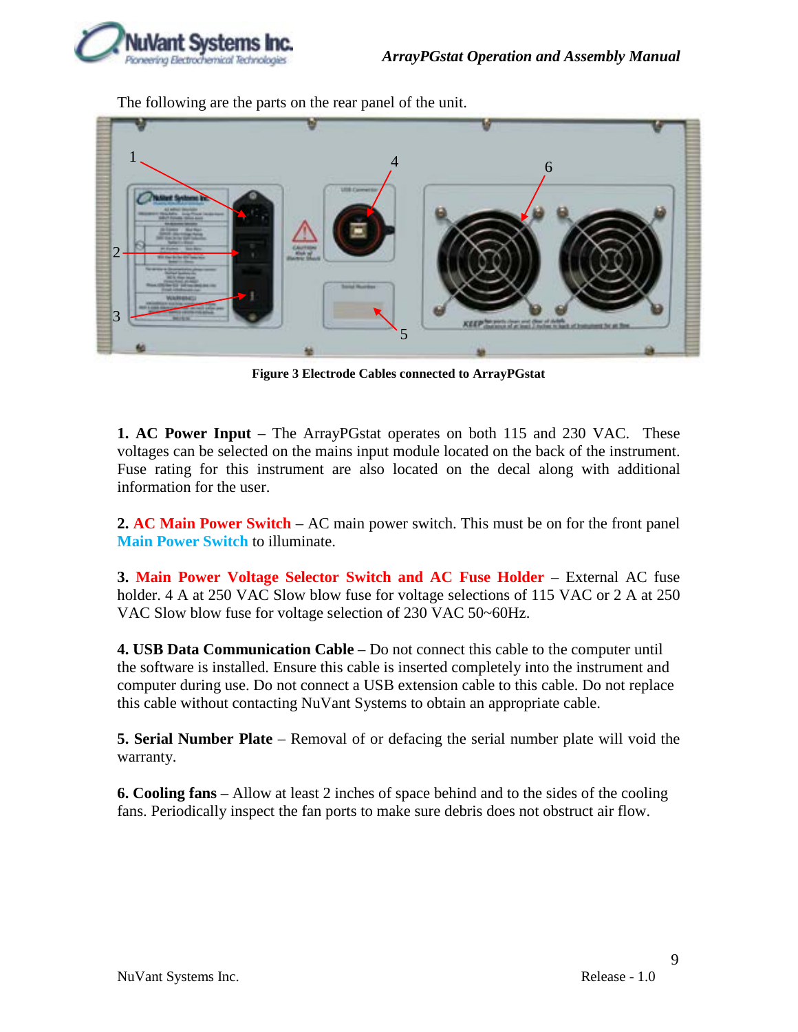The following are the parts on the rear panel of the unit.

**Figure 3 Electrode Cables connected to ArrayPGstat**

**1. AC Power Input** – The ArrayPGstat operates on both 115 and 230 VAC. These voltages can be selected on the mains input module located on the back of the instrument. Fuse rating for this instrument are also located on the decal along with additional information for the user.

**2. AC Main Power Switch** – AC main power switch. This must be on for the front panel **Main Power Switch** to illuminate.

**3. Main Power Voltage Selector Switch and AC Fuse Holder** – External AC fuse holder. 4 A at 250 VAC Slow blow fuse for voltage selections of 115 VAC or 2 A at 250 VAC Slow blow fuse for voltage selection of 230 VAC 50~60Hz.

**4. USB Data Communication Cable** – Do not connect this cable to the computer until the software is installed. Ensure this cable is inserted completely into the instrument and computer during use. Do not connect a USB extension cable to this cable. Do not replace this cable without contacting NuVant Systems to obtain an appropriate cable.

**5. Serial Number Plate** – Removal of or defacing the serial number plate will void the warranty.

**6. Cooling fans** – Allow at least 2 inches of space behind and to the sides of the cooling fans. Periodically inspect the fan ports to make sure debris does not obstruct air flow.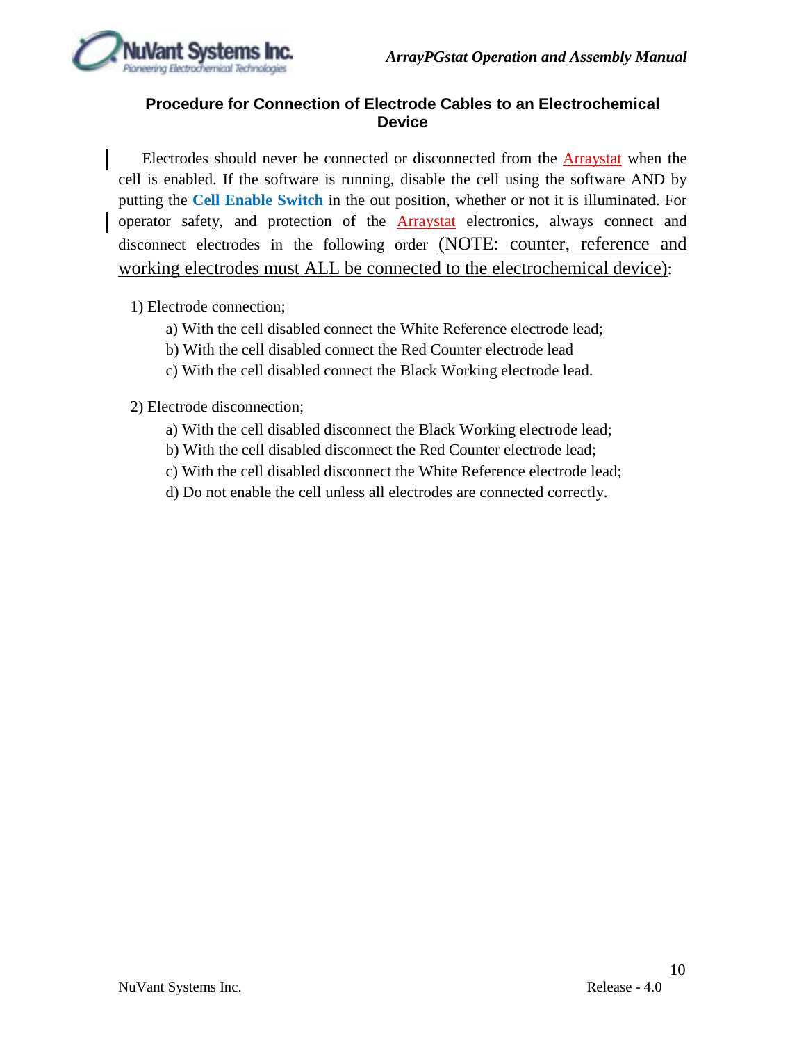## Procedure for Connection of Electrode Cables to an Electrochemical Device

Electrodes should never be connected or disconnected from the Arraystat when the cell is enabled. If the software is running, disable the cell using the software AND by putting the **Cell Enable Switch** in the out position, whether or not it is illuminated. For operator safety, and protection of the Arraystat electronics, always connect and disconnect electrodes in the following order (NOTE: counter, reference and working electrodes must ALL be connected to the electrochemical device):

1) Electrode connection;

   a) With the cell disabled connect the White Reference electrode lead;

   b) With the cell disabled connect the Red Counter electrode lead

   c) With the cell disabled connect the Black Working electrode lead.

2) Electrode disconnection;

   a) With the cell disabled disconnect the Black Working electrode lead;

   b) With the cell disabled disconnect the Red Counter electrode lead;

   c) With the cell disabled disconnect the White Reference electrode lead;

   d) Do not enable the cell unless all electrodes are connected correctly.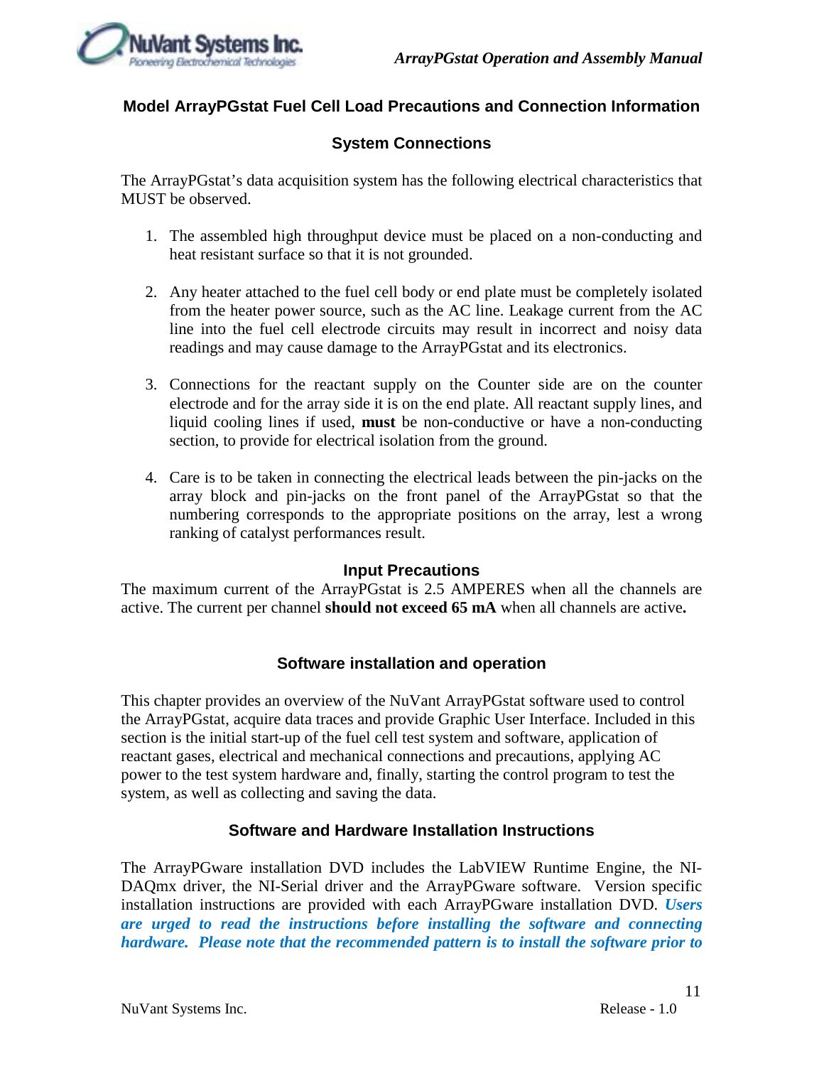## Model ArrayPGstat Fuel Cell Load Precautions and Connection Information

### System Connections

The ArrayPGstat's data acquisition system has the following electrical characteristics that MUST be observed.

1. The assembled high throughput device must be placed on a non-conducting and heat resistant surface so that it is not grounded.

2. Any heater attached to the fuel cell body or end plate must be completely isolated from the heater power source, such as the AC line. Leakage current from the AC line into the fuel cell electrode circuits may result in incorrect and noisy data readings and may cause damage to the ArrayPGstat and its electronics.

3. Connections for the reactant supply on the Counter side are on the counter electrode and for the array side it is on the end plate. All reactant supply lines, and liquid cooling lines if used, **must** be non-conductive or have a non-conducting section, to provide for electrical isolation from the ground.

4. Care is to be taken in connecting the electrical leads between the pin-jacks on the array block and pin-jacks on the front panel of the ArrayPGstat so that the numbering corresponds to the appropriate positions on the array, lest a wrong ranking of catalyst performances result.

### Input Precautions

The maximum current of the ArrayPGstat is 2.5 AMPERES when all the channels are active. The current per channel **should not exceed 65 mA** when all channels are active**.**

### Software installation and operation

This chapter provides an overview of the NuVant ArrayPGstat software used to control the ArrayPGstat, acquire data traces and provide Graphic User Interface. Included in this section is the initial start-up of the fuel cell test system and software, application of reactant gases, electrical and mechanical connections and precautions, applying AC power to the test system hardware and, finally, starting the control program to test the system, as well as collecting and saving the data.

### Software and Hardware Installation Instructions

The ArrayPGware installation DVD includes the LabVIEW Runtime Engine, the NI-DAQmx driver, the NI-Serial driver and the ArrayPGware software. Version specific installation instructions are provided with each ArrayPGware installation DVD. ***Users are urged to read the instructions before installing the software and connecting hardware. Please note that the recommended pattern is to install the software prior to***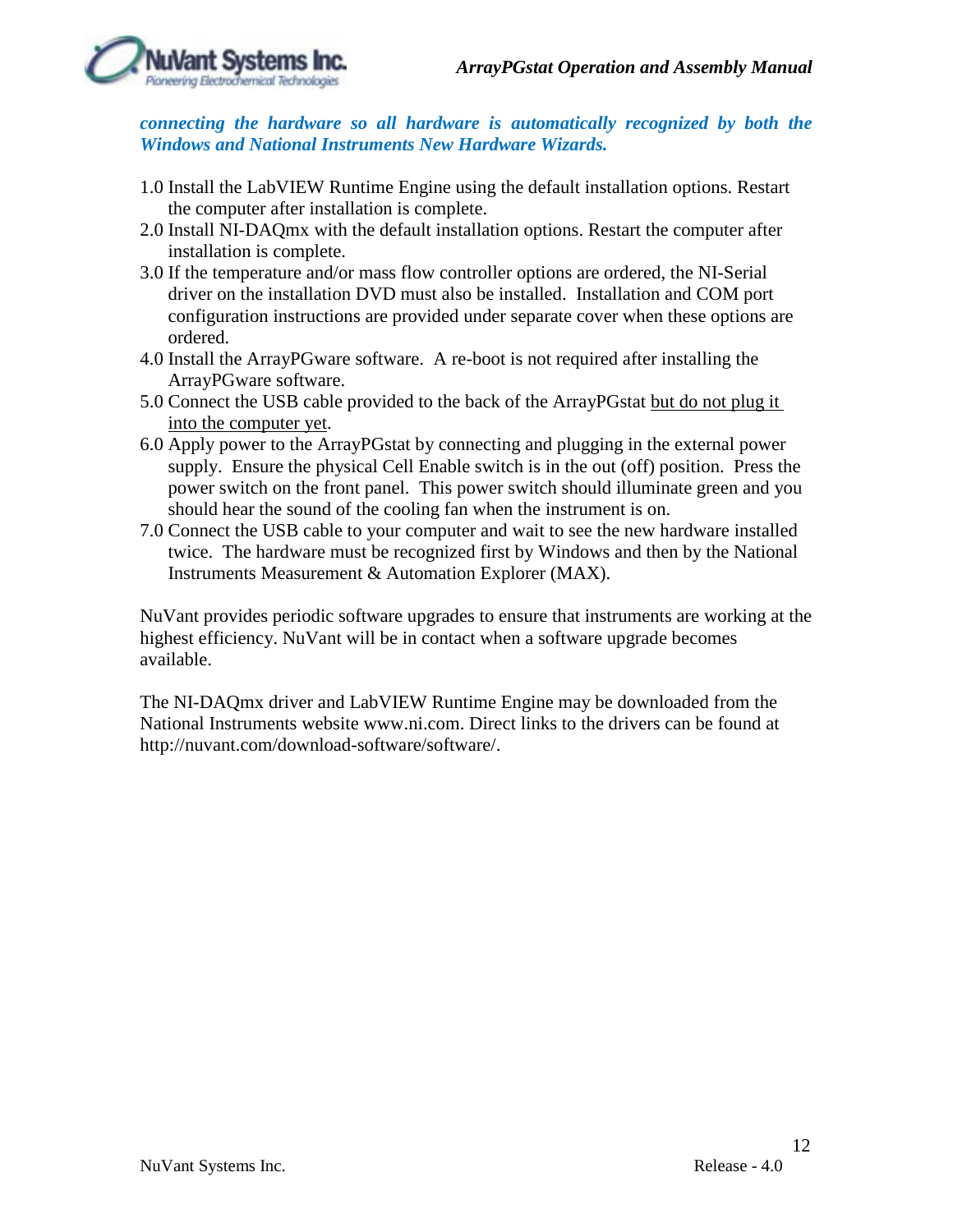***connecting the hardware so all hardware is automatically recognized by both the Windows and National Instruments New Hardware Wizards.***

1.0 Install the LabVIEW Runtime Engine using the default installation options. Restart the computer after installation is complete.
2.0 Install NI-DAQmx with the default installation options. Restart the computer after installation is complete.
3.0 If the temperature and/or mass flow controller options are ordered, the NI-Serial driver on the installation DVD must also be installed. Installation and COM port configuration instructions are provided under separate cover when these options are ordered.
4.0 Install the ArrayPGware software. A re-boot is not required after installing the ArrayPGware software.
5.0 Connect the USB cable provided to the back of the ArrayPGstat <u>but do not plug it into the computer yet</u>.
6.0 Apply power to the ArrayPGstat by connecting and plugging in the external power supply. Ensure the physical Cell Enable switch is in the out (off) position. Press the power switch on the front panel. This power switch should illuminate green and you should hear the sound of the cooling fan when the instrument is on.
7.0 Connect the USB cable to your computer and wait to see the new hardware installed twice. The hardware must be recognized first by Windows and then by the National Instruments Measurement & Automation Explorer (MAX).

NuVant provides periodic software upgrades to ensure that instruments are working at the highest efficiency. NuVant will be in contact when a software upgrade becomes available.

The NI-DAQmx driver and LabVIEW Runtime Engine may be downloaded from the National Instruments website www.ni.com. Direct links to the drivers can be found at http://nuvant.com/download-software/software/.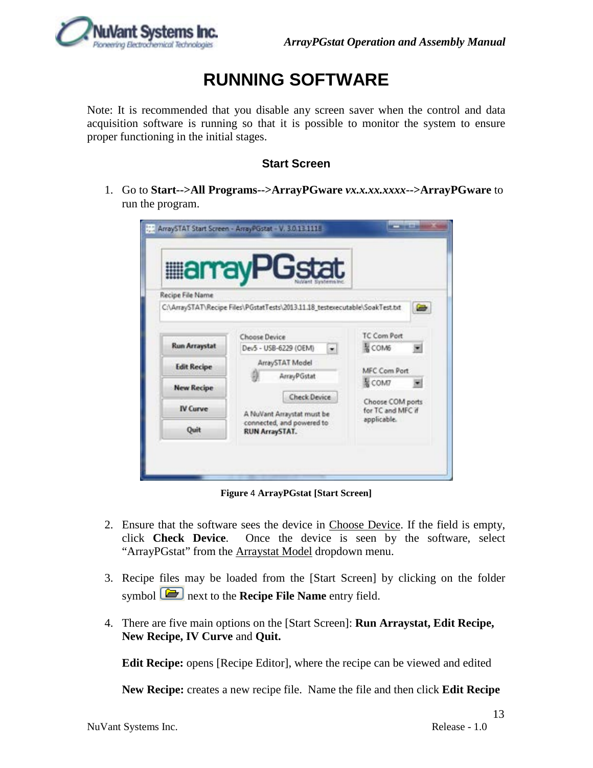# RUNNING SOFTWARE

Note: It is recommended that you disable any screen saver when the control and data acquisition software is running so that it is possible to monitor the system to ensure proper functioning in the initial stages.

## Start Screen

1. Go to **Start-->All Programs-->ArrayPGware** ***vx.x.xx.xxxx*****-->ArrayPGware** to run the program.

**Figure** 4 **ArrayPGstat [Start Screen]**

2. Ensure that the software sees the device in Choose Device. If the field is empty, click **Check Device**. Once the device is seen by the software, select "ArrayPGstat" from the Arraystat Model dropdown menu.

3. Recipe files may be loaded from the [Start Screen] by clicking on the folder symbol next to the **Recipe File Name** entry field.

4. There are five main options on the [Start Screen]: **Run Arraystat, Edit Recipe, New Recipe, IV Curve** and **Quit.**

   **Edit Recipe:** opens [Recipe Editor], where the recipe can be viewed and edited

   **New Recipe:** creates a new recipe file. Name the file and then click **Edit Recipe**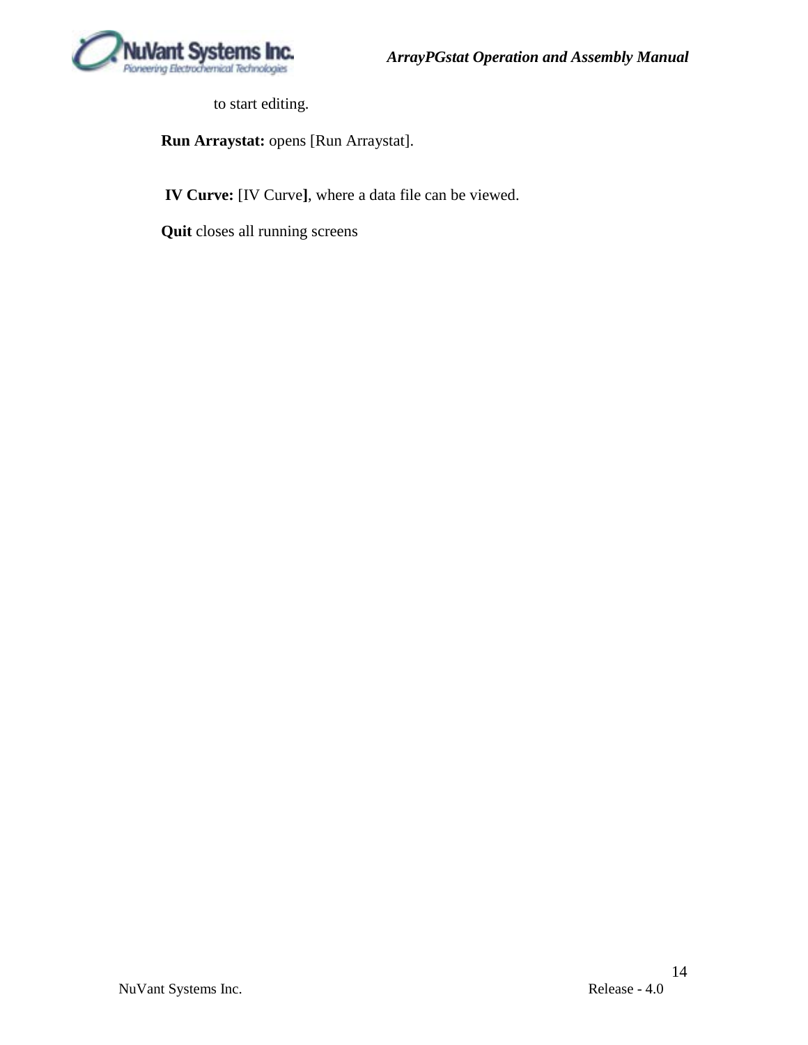to start editing.

**Run Arraystat:** opens [Run Arraystat].

**IV Curve:** [IV Curve**]**, where a data file can be viewed.

**Quit** closes all running screens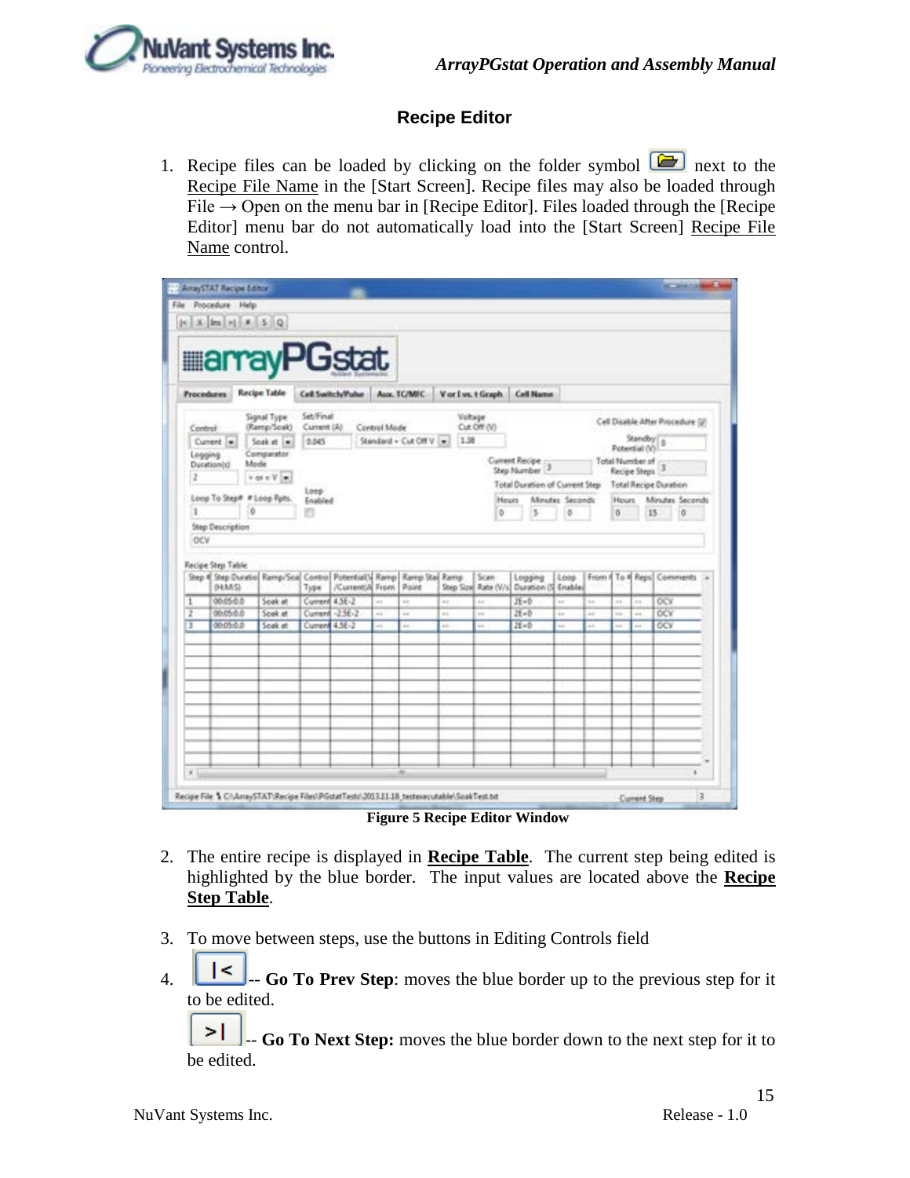## Recipe Editor

1. Recipe files can be loaded by clicking on the folder symbol next to the <u>Recipe File Name</u> in the [Start Screen]. Recipe files may also be loaded through File → Open on the menu bar in [Recipe Editor]. Files loaded through the [Recipe Editor] menu bar do not automatically load into the [Start Screen] <u>Recipe File Name</u> control.

**Figure 5 Recipe Editor Window**

2. The entire recipe is displayed in **<u>Recipe Table</u>**. The current step being edited is highlighted by the blue border. The input values are located above the **<u>Recipe Step Table</u>**.

3. To move between steps, use the buttons in Editing Controls field

4. |< -- **Go To Prev Step**: moves the blue border up to the previous step for it to be edited.

   >| -- **Go To Next Step:** moves the blue border down to the next step for it to be edited.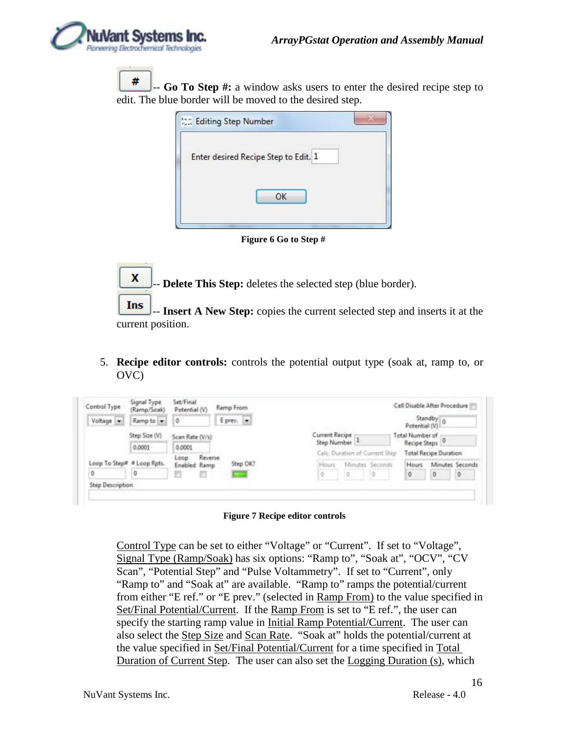**#** -- **Go To Step #:** a window asks users to enter the desired recipe step to edit. The blue border will be moved to the desired step.

Figure 6 Go to Step #

**X** -- **Delete This Step:** deletes the selected step (blue border).

**Ins** -- **Insert A New Step:** copies the current selected step and inserts it at the current position.

5. **Recipe editor controls:** controls the potential output type (soak at, ramp to, or OVC)

Figure 7 Recipe editor controls

Control Type can be set to either "Voltage" or "Current". If set to "Voltage", Signal Type (Ramp/Soak) has six options: "Ramp to", "Soak at", "OCV", "CV Scan", "Potential Step" and "Pulse Voltammetry". If set to "Current", only "Ramp to" and "Soak at" are available. "Ramp to" ramps the potential/current from either "E ref." or "E prev." (selected in Ramp From) to the value specified in Set/Final Potential/Current. If the Ramp From is set to "E ref.", the user can specify the starting ramp value in Initial Ramp Potential/Current. The user can also select the Step Size and Scan Rate. "Soak at" holds the potential/current at the value specified in Set/Final Potential/Current for a time specified in Total Duration of Current Step. The user can also set the Logging Duration (s), which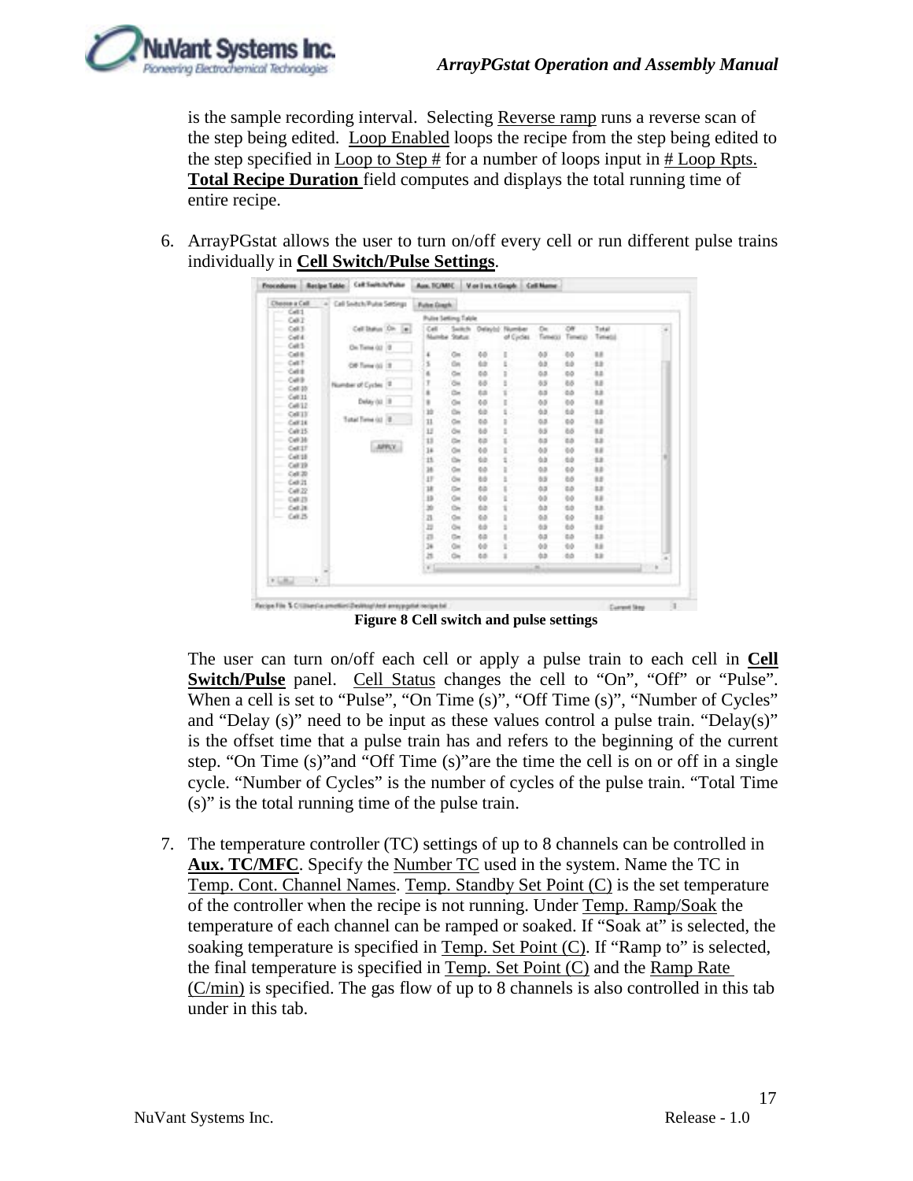is the sample recording interval. Selecting Reverse ramp runs a reverse scan of the step being edited. Loop Enabled loops the recipe from the step being edited to the step specified in Loop to Step # for a number of loops input in # Loop Rpts. **Total Recipe Duration** field computes and displays the total running time of entire recipe.

6. ArrayPGstat allows the user to turn on/off every cell or run different pulse trains individually in **Cell Switch/Pulse Settings**.

**Figure 8 Cell switch and pulse settings**

The user can turn on/off each cell or apply a pulse train to each cell in **Cell Switch/Pulse** panel. Cell Status changes the cell to "On", "Off" or "Pulse". When a cell is set to "Pulse", "On Time (s)", "Off Time (s)", "Number of Cycles" and "Delay (s)" need to be input as these values control a pulse train. "Delay(s)" is the offset time that a pulse train has and refers to the beginning of the current step. "On Time (s)"and "Off Time (s)"are the time the cell is on or off in a single cycle. "Number of Cycles" is the number of cycles of the pulse train. "Total Time (s)" is the total running time of the pulse train.

7. The temperature controller (TC) settings of up to 8 channels can be controlled in **Aux. TC/MFC**. Specify the Number TC used in the system. Name the TC in Temp. Cont. Channel Names. Temp. Standby Set Point (C) is the set temperature of the controller when the recipe is not running. Under Temp. Ramp/Soak the temperature of each channel can be ramped or soaked. If "Soak at" is selected, the soaking temperature is specified in Temp. Set Point (C). If "Ramp to" is selected, the final temperature is specified in Temp. Set Point (C) and the Ramp Rate (C/min) is specified. The gas flow of up to 8 channels is also controlled in this tab under in this tab.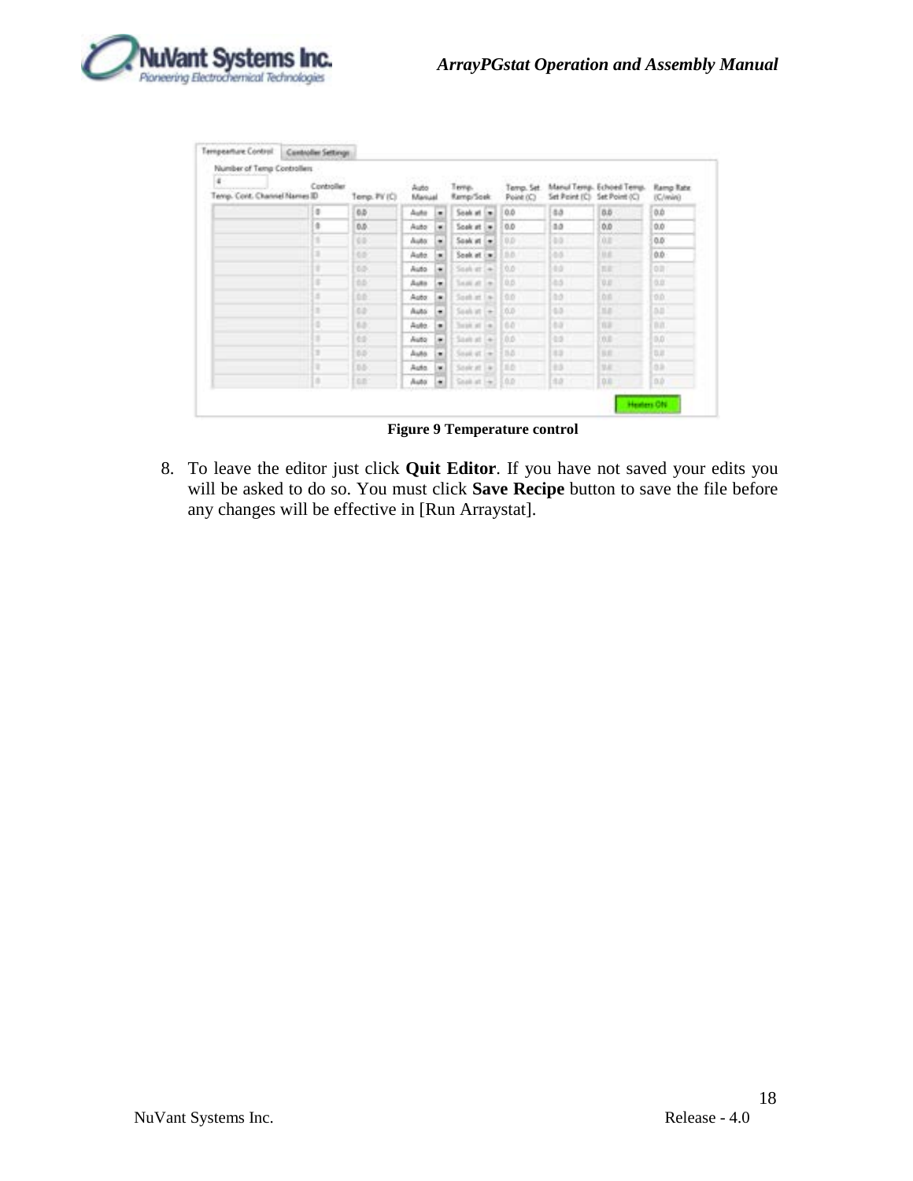Figure 9 Temperature control

8. To leave the editor just click **Quit Editor**. If you have not saved your edits you will be asked to do so. You must click **Save Recipe** button to save the file before any changes will be effective in [Run Arraystat].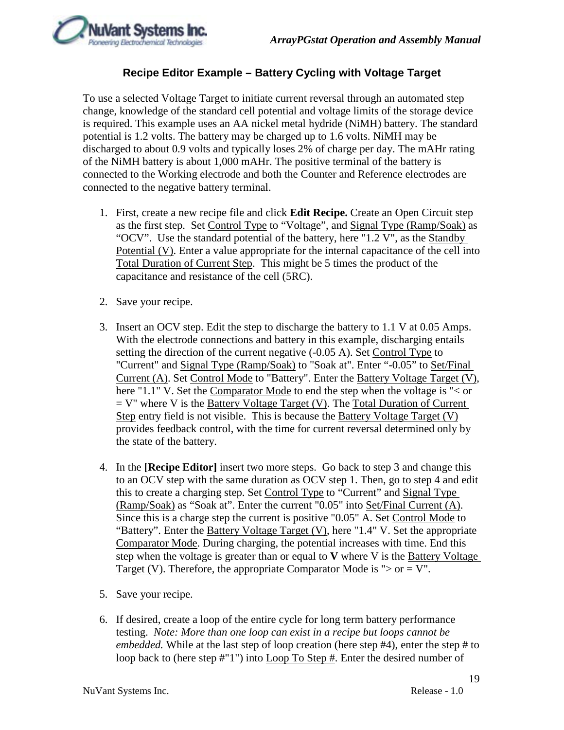## Recipe Editor Example – Battery Cycling with Voltage Target

To use a selected Voltage Target to initiate current reversal through an automated step change, knowledge of the standard cell potential and voltage limits of the storage device is required. This example uses an AA nickel metal hydride (NiMH) battery. The standard potential is 1.2 volts. The battery may be charged up to 1.6 volts. NiMH may be discharged to about 0.9 volts and typically loses 2% of charge per day. The mAHr rating of the NiMH battery is about 1,000 mAHr. The positive terminal of the battery is connected to the Working electrode and both the Counter and Reference electrodes are connected to the negative battery terminal.

1. First, create a new recipe file and click **Edit Recipe.** Create an Open Circuit step as the first step. Set Control Type to "Voltage", and Signal Type (Ramp/Soak) as "OCV". Use the standard potential of the battery, here "1.2 V", as the Standby Potential (V). Enter a value appropriate for the internal capacitance of the cell into Total Duration of Current Step. This might be 5 times the product of the capacitance and resistance of the cell (5RC).

2. Save your recipe.

3. Insert an OCV step. Edit the step to discharge the battery to 1.1 V at 0.05 Amps. With the electrode connections and battery in this example, discharging entails setting the direction of the current negative (-0.05 A). Set Control Type to "Current" and Signal Type (Ramp/Soak) to "Soak at". Enter "-0.05" to Set/Final Current (A). Set Control Mode to "Battery". Enter the Battery Voltage Target (V), here "1.1" V. Set the Comparator Mode to end the step when the voltage is "< or = V" where V is the Battery Voltage Target (V). The Total Duration of Current Step entry field is not visible. This is because the Battery Voltage Target (V) provides feedback control, with the time for current reversal determined only by the state of the battery.

4. In the **[Recipe Editor]** insert two more steps. Go back to step 3 and change this to an OCV step with the same duration as OCV step 1. Then, go to step 4 and edit this to create a charging step. Set Control Type to "Current" and Signal Type (Ramp/Soak) as "Soak at". Enter the current "0.05" into Set/Final Current (A). Since this is a charge step the current is positive "0.05" A. Set Control Mode to "Battery". Enter the Battery Voltage Target (V), here "1.4" V. Set the appropriate Comparator Mode. During charging, the potential increases with time. End this step when the voltage is greater than or equal to **V** where V is the Battery Voltage Target (V). Therefore, the appropriate Comparator Mode is "> or = V".

5. Save your recipe.

6. If desired, create a loop of the entire cycle for long term battery performance testing. *Note: More than one loop can exist in a recipe but loops cannot be embedded.* While at the last step of loop creation (here step #4), enter the step # to loop back to (here step #"1") into Loop To Step #. Enter the desired number of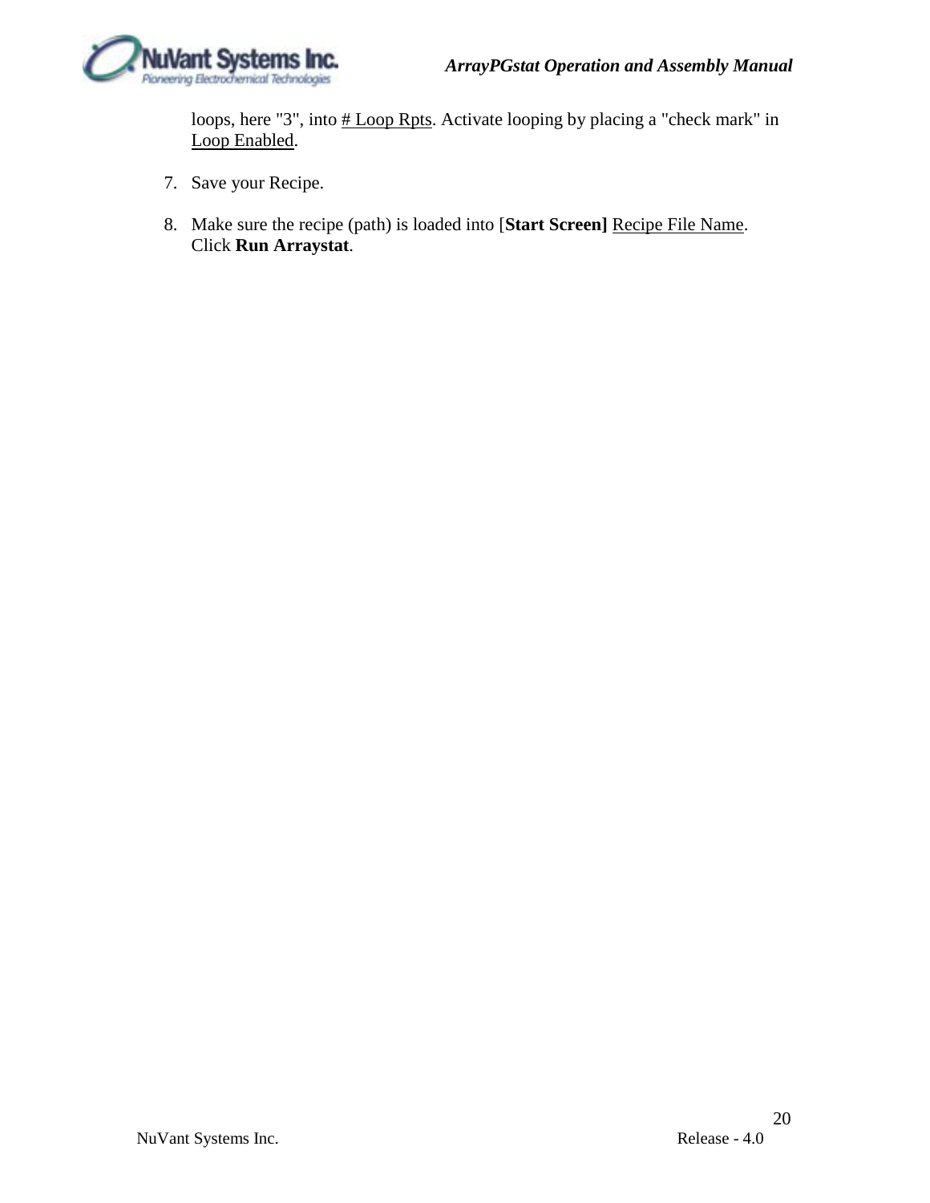loops, here "3", into # Loop Rpts. Activate looping by placing a "check mark" in Loop Enabled.

7. Save your Recipe.

8. Make sure the recipe (path) is loaded into [**Start Screen]** Recipe File Name. Click **Run Arraystat**.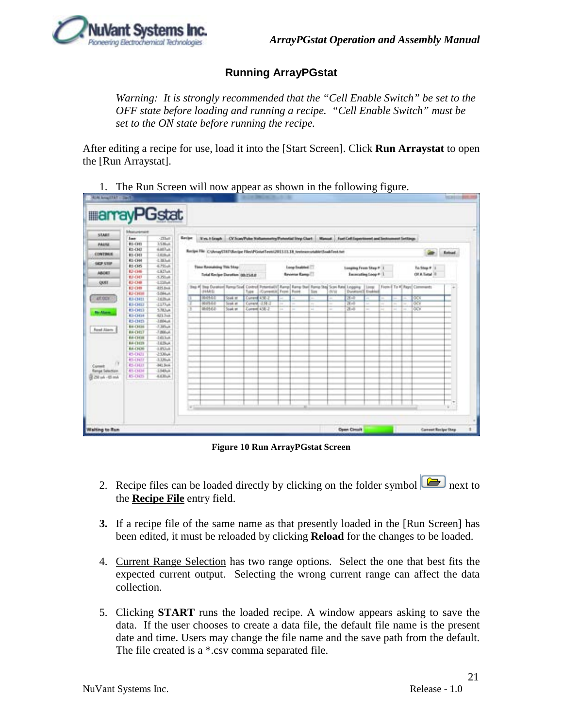## Running ArrayPGstat

*Warning: It is strongly recommended that the "Cell Enable Switch" be set to the OFF state before loading and running a recipe. "Cell Enable Switch" must be set to the ON state before running the recipe.*

After editing a recipe for use, load it into the [Start Screen]. Click **Run Arraystat** to open the [Run Arraystat].

1. The Run Screen will now appear as shown in the following figure.

**Figure 10 Run ArrayPGstat Screen**

2. Recipe files can be loaded directly by clicking on the folder symbol next to the **Recipe File** entry field.

3. If a recipe file of the same name as that presently loaded in the [Run Screen] has been edited, it must be reloaded by clicking **Reload** for the changes to be loaded.

4. Current Range Selection has two range options. Select the one that best fits the expected current output. Selecting the wrong current range can affect the data collection.

5. Clicking **START** runs the loaded recipe. A window appears asking to save the data. If the user chooses to create a data file, the default file name is the present date and time. Users may change the file name and the save path from the default. The file created is a *.csv comma separated file.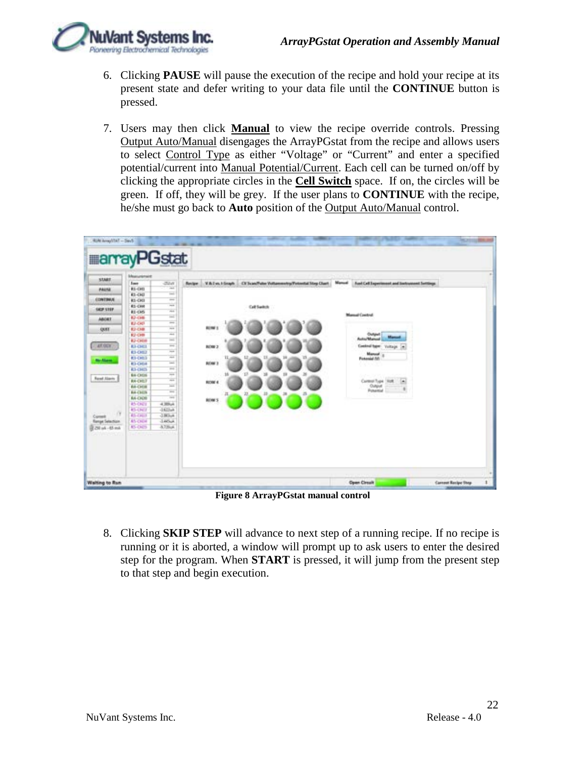6. Clicking **PAUSE** will pause the execution of the recipe and hold your recipe at its present state and defer writing to your data file until the **CONTINUE** button is pressed.

7. Users may then click **Manual** to view the recipe override controls. Pressing Output Auto/Manual disengages the ArrayPGstat from the recipe and allows users to select Control Type as either "Voltage" or "Current" and enter a specified potential/current into Manual Potential/Current. Each cell can be turned on/off by clicking the appropriate circles in the **Cell Switch** space. If on, the circles will be green. If off, they will be grey. If the user plans to **CONTINUE** with the recipe, he/she must go back to **Auto** position of the Output Auto/Manual control.

**Figure 8 ArrayPGstat manual control**

8. Clicking **SKIP STEP** will advance to next step of a running recipe. If no recipe is running or it is aborted, a window will prompt up to ask users to enter the desired step for the program. When **START** is pressed, it will jump from the present step to that step and begin execution.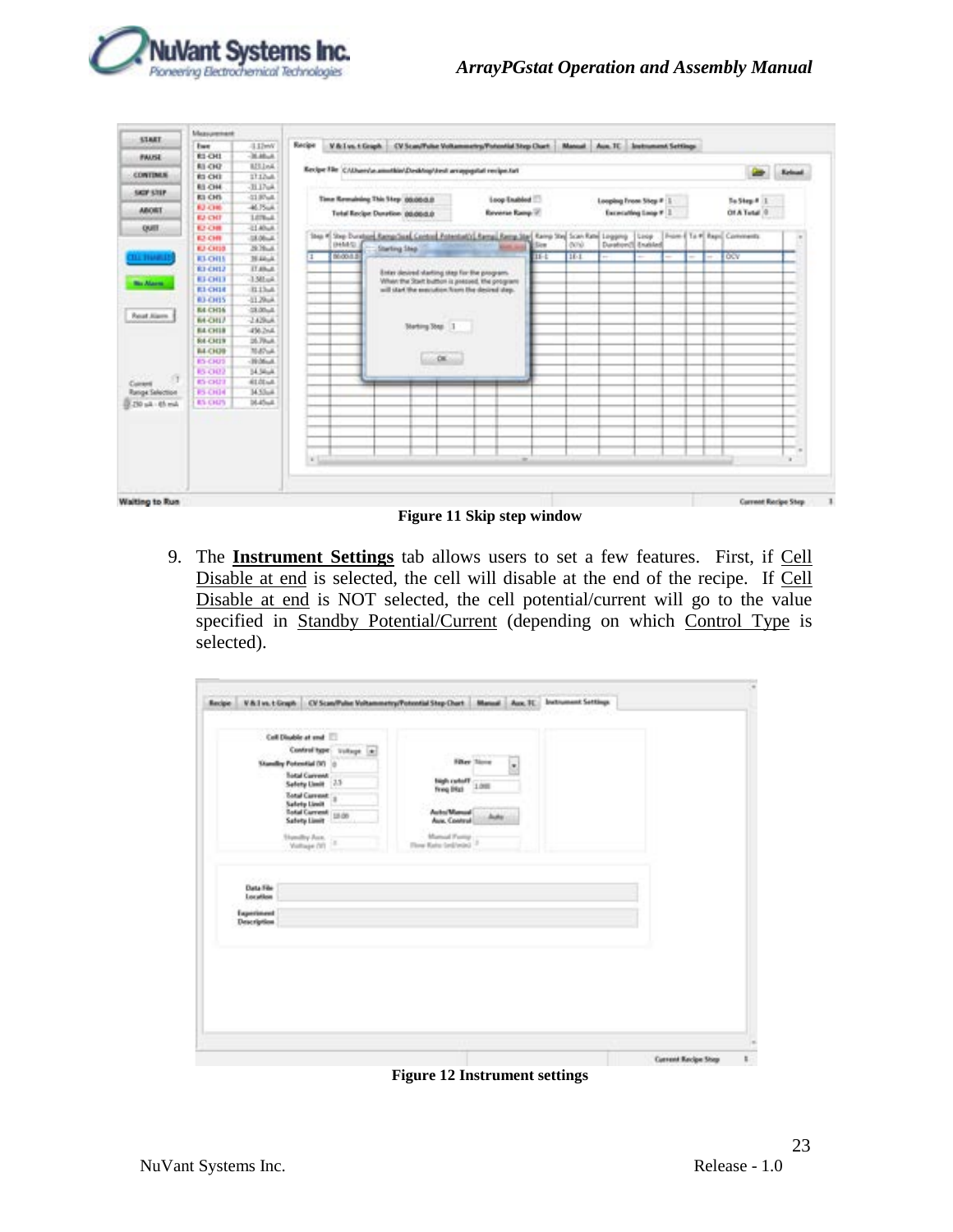Figure 11 Skip step window

9. The **Instrument Settings** tab allows users to set a few features. First, if Cell Disable at end is selected, the cell will disable at the end of the recipe. If Cell Disable at end is NOT selected, the cell potential/current will go to the value specified in Standby Potential/Current (depending on which Control Type is selected).

Figure 12 Instrument settings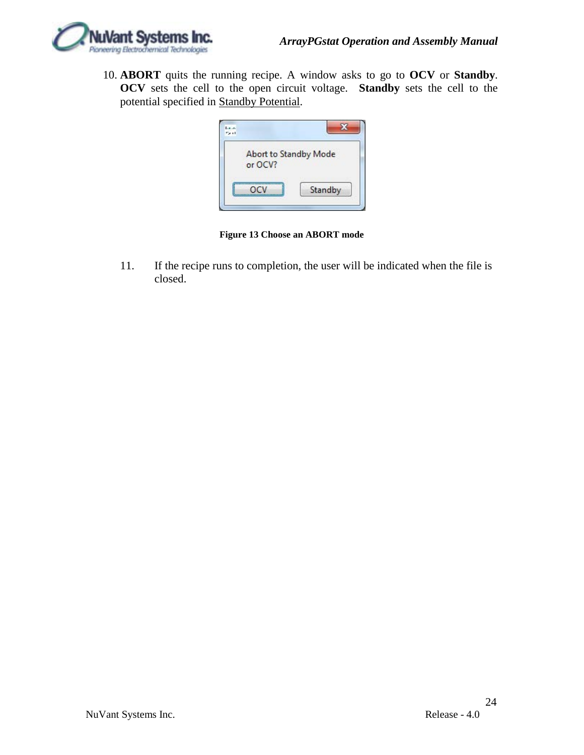10. **ABORT** quits the running recipe. A window asks to go to **OCV** or **Standby**. **OCV** sets the cell to the open circuit voltage. **Standby** sets the cell to the potential specified in Standby Potential.

**Figure 13 Choose an ABORT mode**

11. If the recipe runs to completion, the user will be indicated when the file is closed.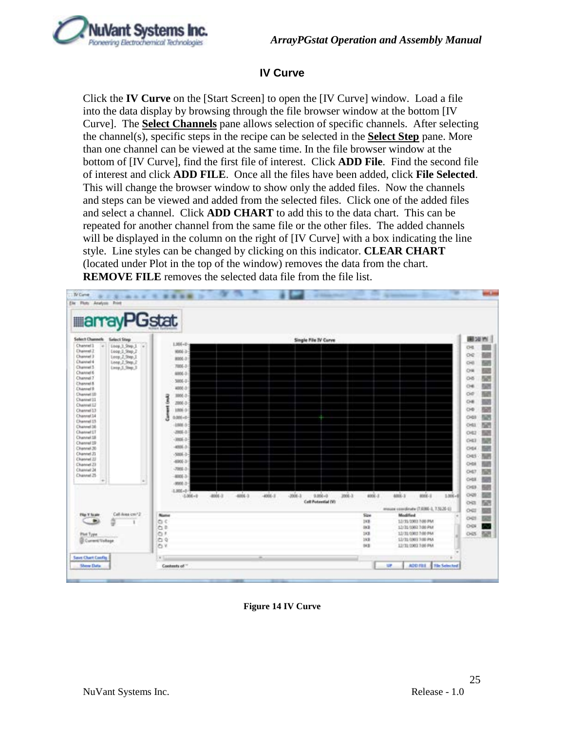## IV Curve

Click the **IV Curve** on the [Start Screen] to open the [IV Curve] window. Load a file into the data display by browsing through the file browser window at the bottom [IV Curve]. The **Select Channels** pane allows selection of specific channels. After selecting the channel(s), specific steps in the recipe can be selected in the **Select Step** pane. More than one channel can be viewed at the same time. In the file browser window at the bottom of [IV Curve], find the first file of interest. Click **ADD File**. Find the second file of interest and click **ADD FILE**. Once all the files have been added, click **File Selected**. This will change the browser window to show only the added files. Now the channels and steps can be viewed and added from the selected files. Click one of the added files and select a channel. Click **ADD CHART** to add this to the data chart. This can be repeated for another channel from the same file or the other files. The added channels will be displayed in the column on the right of [IV Curve] with a box indicating the line style. Line styles can be changed by clicking on this indicator. **CLEAR CHART** (located under Plot in the top of the window) removes the data from the chart. **REMOVE FILE** removes the selected data file from the file list.

**Figure 14 IV Curve**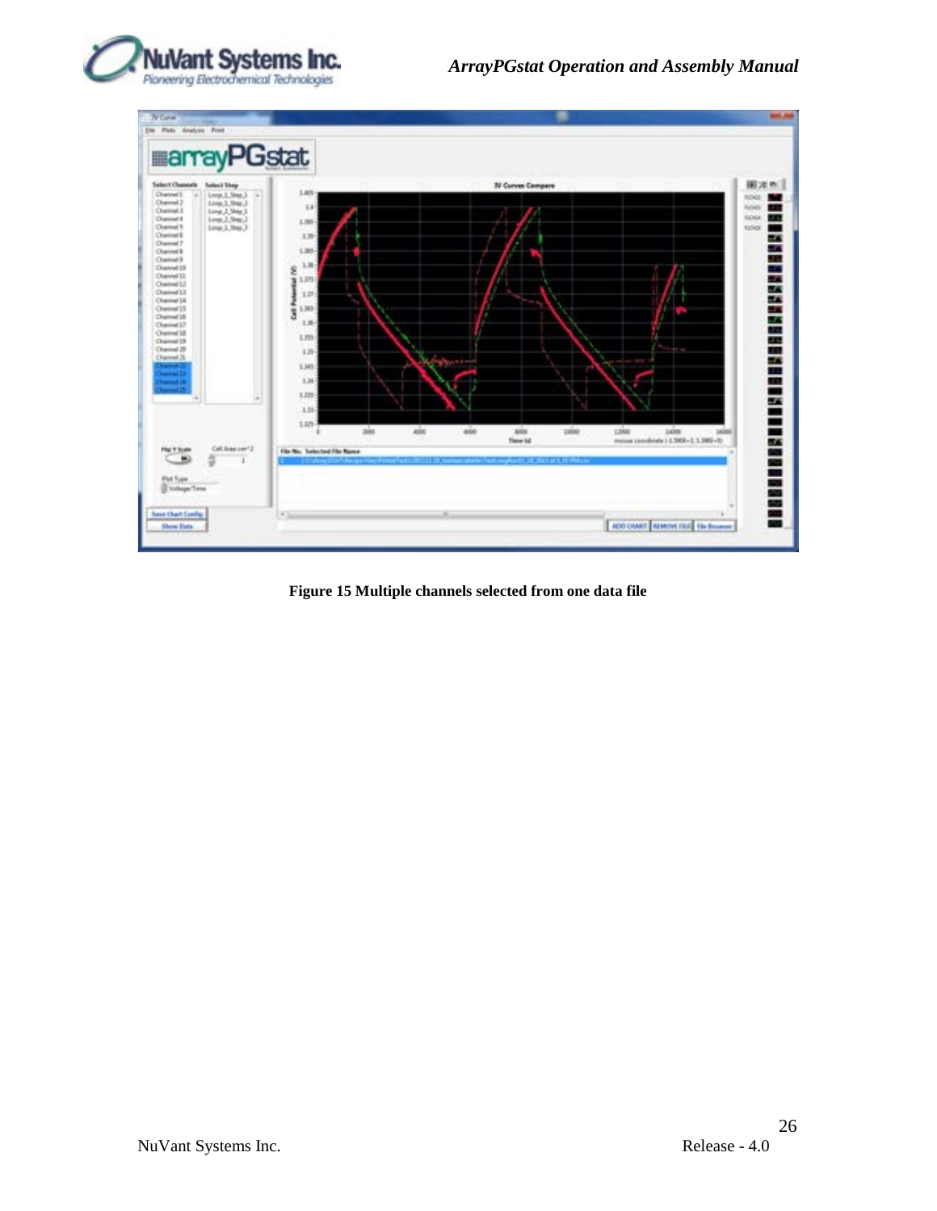Figure 15 Multiple channels selected from one data file